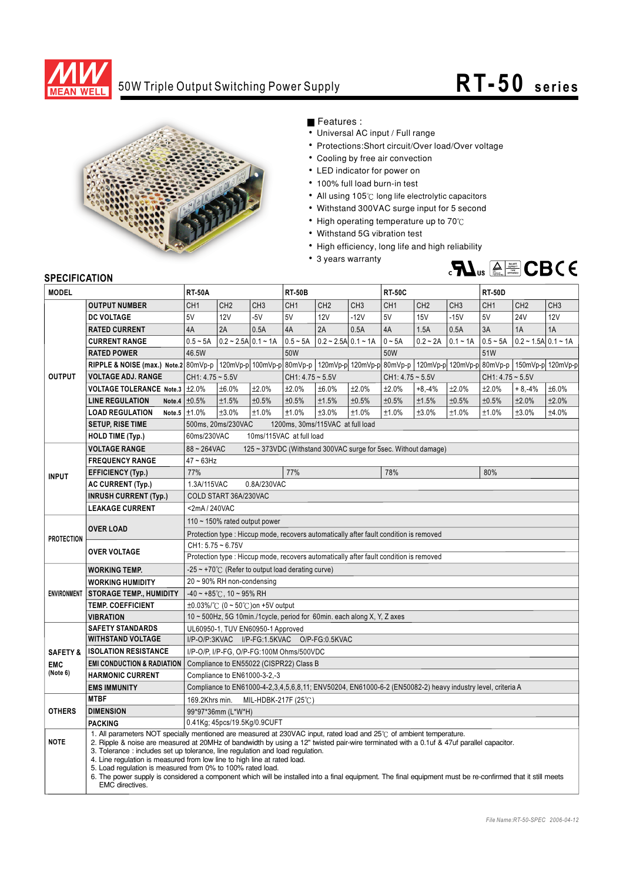# 50W Triple Output Switching Power Supply

# RT-50 series

## Features :

- Universal AC input / Full range
- Protections:Short circuit/Over load/Over voltage
- Cooling by free air convection
- LED indicator for power on
- 100% full load burn-in test
- All using 105℃ long life electrolytic capacitors
- Withstand 300VAC surge input for 5 second
- High operating temperature up to 70℃
- Withstand 5G vibration test
- High efficiency, long life and high reliability
- 3 years warranty

## SPECIFICATION

| MODEL | | RT-50A | | | RT-50B | | | RT-50C | | | RT-50D | | |
|---|---|---|---|---|---|---|---|---|---|---|---|---|---|
| OUTPUT | OUTPUT NUMBER | CH1 | CH2 | CH3 | CH1 | CH2 | CH3 | CH1 | CH2 | CH3 | CH1 | CH2 | CH3 |
| | DC VOLTAGE | 5V | 12V | -5V | 5V | 12V | -12V | 5V | 15V | -15V | 5V | 24V | 12V |
| | RATED CURRENT | 4A | 2A | 0.5A | 4A | 2A | 0.5A | 4A | 1.5A | 0.5A | 3A | 1A | 1A |
| | CURRENT RANGE | 0.5 ~ 5A | 0.2 ~ 2.5A | 0.1 ~ 1A | 0.5 ~ 5A | 0.2 ~ 2.5A | 0.1 ~ 1A | 0 ~ 5A | 0.2 ~ 2A | 0.1 ~ 1A | 0.5 ~ 5A | 0.2 ~ 1.5A | 0.1 ~ 1A |
| | RATED POWER | 46.5W | | | 50W | | | 50W | | | 51W | | |
| | RIPPLE & NOISE (max.) Note.2 | 80mVp-p | 120mVp-p | 100mVp-p | 80mVp-p | 120mVp-p | 120mVp-p | 80mVp-p | 120mVp-p | 120mVp-p | 80mVp-p | 150mVp-p | 120mVp-p |
| | VOLTAGE ADJ. RANGE | CH1: 4.75 ~ 5.5V | | | CH1: 4.75 ~ 5.5V | | | CH1: 4.75 ~ 5.5V | | | CH1: 4.75 ~ 5.5V | | |
| | VOLTAGE TOLERANCE Note.3 | ±2.0% | ±6.0% | ±2.0% | ±2.0% | ±6.0% | ±2.0% | ±2.0% | +8,-4% | ±2.0% | ±2.0% | + 8,-4% | ±6.0% |
| | LINE REGULATION Note.4 | ±0.5% | ±1.5% | ±0.5% | ±0.5% | ±1.5% | ±0.5% | ±0.5% | ±1.5% | ±0.5% | ±0.5% | ±2.0% | ±2.0% |
| | LOAD REGULATION Note.5 | ±1.0% | ±3.0% | ±1.0% | ±1.0% | ±3.0% | ±1.0% | ±1.0% | ±3.0% | ±1.0% | ±1.0% | ±3.0% | ±4.0% |
| | SETUP, RISE TIME | 500ms, 20ms/230VAC 1200ms, 30ms/115VAC at full load | | | | | | | | | | | |
| | HOLD TIME (Typ.) | 60ms/230VAC 10ms/115VAC at full load | | | | | | | | | | | |
| INPUT | VOLTAGE RANGE | 88 ~ 264VAC 125 ~ 373VDC (Withstand 300VAC surge for 5sec. Without damage) | | | | | | | | | | | |
| | FREQUENCY RANGE | 47 ~ 63Hz | | | | | | | | | | | |
| | EFFICIENCY (Typ.) | 77% | | | 77% | | | 78% | | | 80% | | |
| | AC CURRENT (Typ.) | 1.3A/115VAC 0.8A/230VAC | | | | | | | | | | | |
| | INRUSH CURRENT (Typ.) | COLD START 36A/230VAC | | | | | | | | | | | |
| | LEAKAGE CURRENT | <2mA / 240VAC | | | | | | | | | | | |
| PROTECTION | OVER LOAD | 110 ~ 150% rated output power | | | | | | | | | | | |
| | | Protection type : Hiccup mode, recovers automatically after fault condition is removed | | | | | | | | | | | |
| | OVER VOLTAGE | CH1: 5.75 ~ 6.75V | | | | | | | | | | | |
| | | Protection type : Hiccup mode, recovers automatically after fault condition is removed | | | | | | | | | | | |
| ENVIRONMENT | WORKING TEMP. | -25 ~ +70℃ (Refer to output load derating curve) | | | | | | | | | | | |
| | WORKING HUMIDITY | 20 ~ 90% RH non-condensing | | | | | | | | | | | |
| | STORAGE TEMP., HUMIDITY | -40 ~ +85℃, 10 ~ 95% RH | | | | | | | | | | | |
| | TEMP. COEFFICIENT | ±0.03%/℃ (0 ~ 50℃) on +5V output | | | | | | | | | | | |
| | VIBRATION | 10 ~ 500Hz, 5G 10min./1cycle, period for 60min. each along X, Y, Z axes | | | | | | | | | | | |
| SAFETY & EMC (Note 6) | SAFETY STANDARDS | UL60950-1, TUV EN60950-1 Approved | | | | | | | | | | | |
| | WITHSTAND VOLTAGE | I/P-O/P:3KVAC I/P-FG:1.5KVAC O/P-FG:0.5KVAC | | | | | | | | | | | |
| | ISOLATION RESISTANCE | I/P-O/P, I/P-FG, O/P-FG:100M Ohms/500VDC | | | | | | | | | | | |
| | EMI CONDUCTION & RADIATION | Compliance to EN55022 (CISPR22) Class B | | | | | | | | | | | |
| | HARMONIC CURRENT | Compliance to EN61000-3-2,-3 | | | | | | | | | | | |
| | EMS IMMUNITY | Compliance to EN61000-4-2,3,4,5,6,8,11; ENV50204, EN61000-6-2 (EN50082-2) heavy industry level, criteria A | | | | | | | | | | | |
| OTHERS | MTBF | 169.2Khrs min. MIL-HDBK-217F (25℃) | | | | | | | | | | | |
| | DIMENSION | 99\*97\*36mm (L\*W\*H) | | | | | | | | | | | |
| | PACKING | 0.41Kg; 45pcs/19.5Kg/0.9CUFT | | | | | | | | | | | |

**NOTE**

1. All parameters NOT specially mentioned are measured at 230VAC input, rated load and 25℃ of ambient temperature.
2. Ripple & noise are measured at 20MHz of bandwidth by using a 12" twisted pair-wire terminated with a 0.1uf & 47uf parallel capacitor.
3. Tolerance : includes set up tolerance, line regulation and load regulation.
4. Line regulation is measured from low line to high line at rated load.
5. Load regulation is measured from 0% to 100% rated load.
6. The power supply is considered a component which will be installed into a final equipment. The final equipment must be re-confirmed that it still meets EMC directives.

File Name:RT-50-SPEC 2006-04-12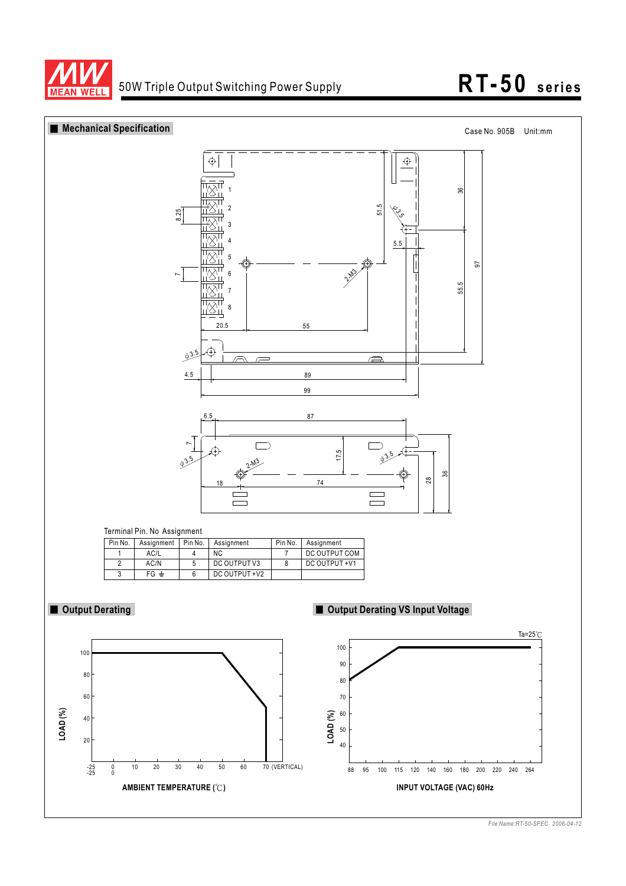# 50W Triple Output Switching Power Supply

# RT-50 series

## ■ Mechanical Specification

Case No. 905B Unit:mm

1
2
3
4
5
6
7
8

8.25
7
20.5
55
51.5
ϕ3.5
5.5
2-M3
36
97
55.5
ϕ3.5
4.5
89
99

6.5
87
7
ϕ3.5
2-M3
17.5
ϕ3.5
18
74
28
36

Terminal Pin. No Assignment

| Pin No. | Assignment | Pin No. | Assignment | Pin No. | Assignment |
|---|---|---|---|---|---|
| 1 | AC/L | 4 | NC | 7 | DC OUTPUT COM |
| 2 | AC/N | 5 | DC OUTPUT V3 | 8 | DC OUTPUT +V1 |
| 3 | FG ⏚ | 6 | DC OUTPUT +V2 | | |

## ■ Output Derating

LOAD (%)
100
80
60
40
20
-25 -25
0 0
10
20
30
40
50
60
70 (VERTICAL)
AMBIENT TEMPERATURE (℃)

## ■ Output Derating VS Input Voltage

Ta=25℃
LOAD (%)
100
90
80
70
60
50
40
88 95 100 115 120 140 160 180 200 220 240 264
INPUT VOLTAGE (VAC) 60Hz

*File Name:RT-50-SPEC 2006-04-12*